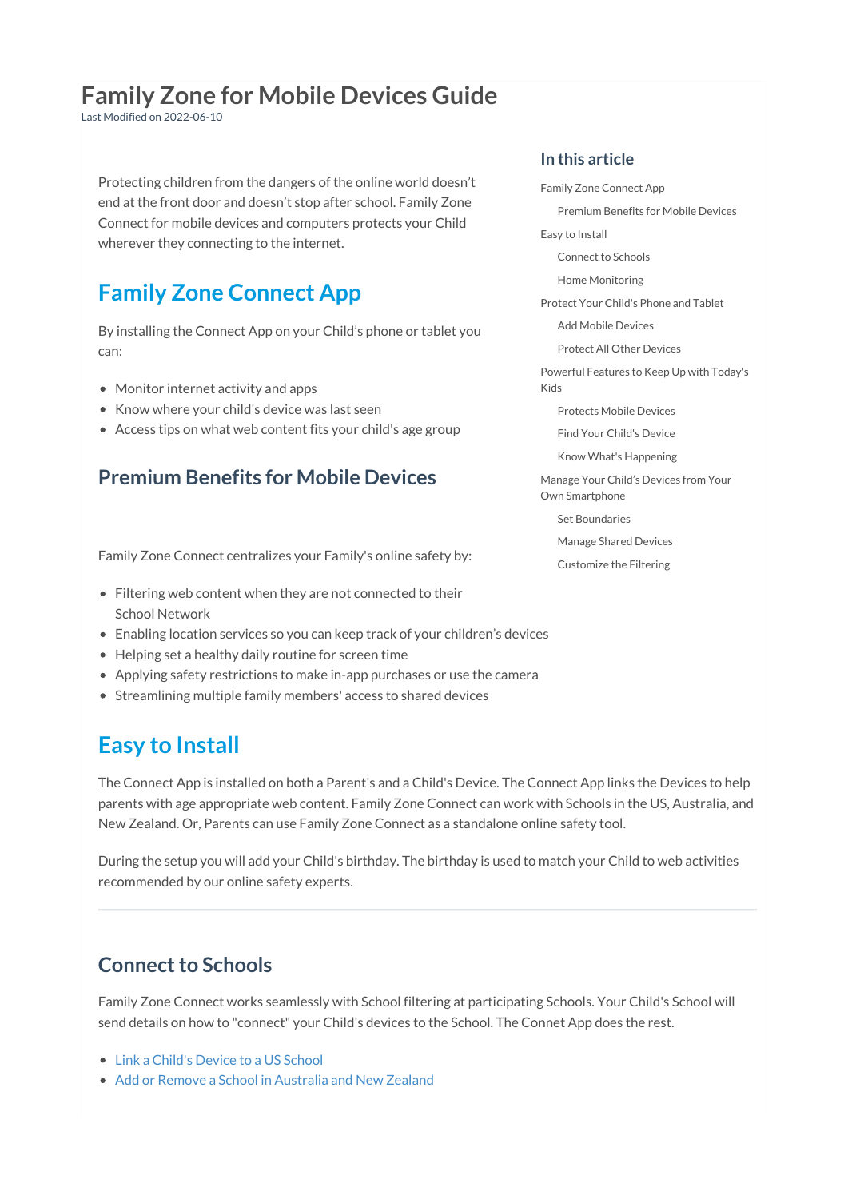# Family Zone for Mobile Devices Guide

Last Modified on 2022-06-10

**In this article**

- Family Zone Connect App
  - Premium Benefits for Mobile Devices
- Easy to Install
  - Connect to Schools
  - Home Monitoring
- Protect Your Child's Phone and Tablet
  - Add Mobile Devices
  - Protect All Other Devices
- Powerful Features to Keep Up with Today's Kids
  - Protects Mobile Devices
  - Find Your Child's Device
  - Know What's Happening
- Manage Your Child's Devices from Your Own Smartphone
  - Set Boundaries
  - Manage Shared Devices
  - Customize the Filtering

Protecting children from the dangers of the online world doesn't end at the front door and doesn't stop after school. Family Zone Connect for mobile devices and computers protects your Child wherever they connecting to the internet.

## Family Zone Connect App

By installing the Connect App on your Child's phone or tablet you can:

- Monitor internet activity and apps
- Know where your child's device was last seen
- Access tips on what web content fits your child's age group

### Premium Benefits for Mobile Devices

Family Zone Connect centralizes your Family's online safety by:

- Filtering web content when they are not connected to their School Network
- Enabling location services so you can keep track of your children's devices
- Helping set a healthy daily routine for screen time
- Applying safety restrictions to make in-app purchases or use the camera
- Streamlining multiple family members' access to shared devices

## Easy to Install

The Connect App is installed on both a Parent's and a Child's Device. The Connect App links the Devices to help parents with age appropriate web content. Family Zone Connect can work with Schools in the US, Australia, and New Zealand. Or, Parents can use Family Zone Connect as a standalone online safety tool.

During the setup you will add your Child's birthday. The birthday is used to match your Child to web activities recommended by our online safety experts.

---

### Connect to Schools

Family Zone Connect works seamlessly with School filtering at participating Schools. Your Child's School will send details on how to "connect" your Child's devices to the School. The Connet App does the rest.

- Link a Child's Device to a US School
- Add or Remove a School in Australia and New Zealand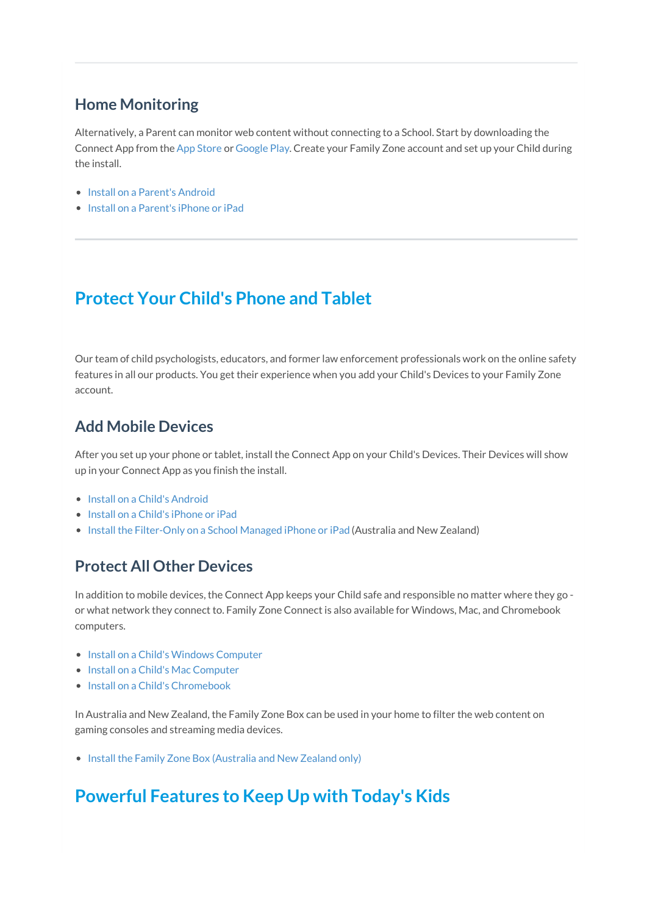---

### Home Monitoring

Alternatively, a Parent can monitor web content without connecting to a School. Start by downloading the Connect App from the App Store or Google Play. Create your Family Zone account and set up your Child during the install.

- Install on a Parent's Android
- Install on a Parent's iPhone or iPad

---

## Protect Your Child's Phone and Tablet

Our team of child psychologists, educators, and former law enforcement professionals work on the online safety features in all our products. You get their experience when you add your Child's Devices to your Family Zone account.

### Add Mobile Devices

After you set up your phone or tablet, install the Connect App on your Child's Devices. Their Devices will show up in your Connect App as you finish the install.

- Install on a Child's Android
- Install on a Child's iPhone or iPad
- Install the Filter-Only on a School Managed iPhone or iPad (Australia and New Zealand)

### Protect All Other Devices

In addition to mobile devices, the Connect App keeps your Child safe and responsible no matter where they go - or what network they connect to. Family Zone Connect is also available for Windows, Mac, and Chromebook computers.

- Install on a Child's Windows Computer
- Install on a Child's Mac Computer
- Install on a Child's Chromebook

In Australia and New Zealand, the Family Zone Box can be used in your home to filter the web content on gaming consoles and streaming media devices.

- Install the Family Zone Box (Australia and New Zealand only)

## Powerful Features to Keep Up with Today's Kids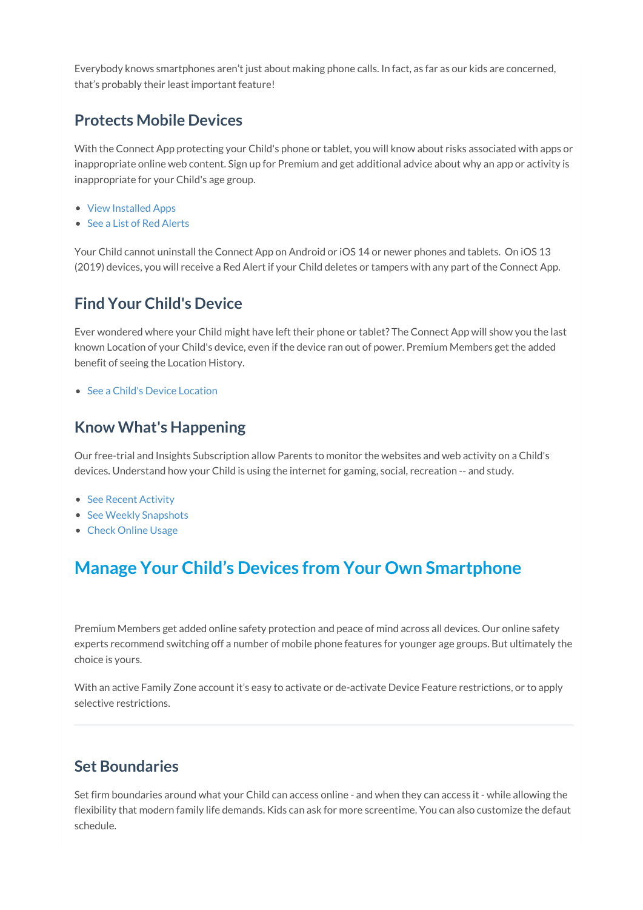Everybody knows smartphones aren't just about making phone calls. In fact, as far as our kids are concerned, that's probably their least important feature!

### Protects Mobile Devices

With the Connect App protecting your Child's phone or tablet, you will know about risks associated with apps or inappropriate online web content. Sign up for Premium and get additional advice about why an app or activity is inappropriate for your Child's age group.

- View Installed Apps
- See a List of Red Alerts

Your Child cannot uninstall the Connect App on Android or iOS 14 or newer phones and tablets. On iOS 13 (2019) devices, you will receive a Red Alert if your Child deletes or tampers with any part of the Connect App.

### Find Your Child's Device

Ever wondered where your Child might have left their phone or tablet? The Connect App will show you the last known Location of your Child's device, even if the device ran out of power. Premium Members get the added benefit of seeing the Location History.

- See a Child's Device Location

### Know What's Happening

Our free-trial and Insights Subscription allow Parents to monitor the websites and web activity on a Child's devices. Understand how your Child is using the internet for gaming, social, recreation -- and study.

- See Recent Activity
- See Weekly Snapshots
- Check Online Usage

## Manage Your Child's Devices from Your Own Smartphone

Premium Members get added online safety protection and peace of mind across all devices. Our online safety experts recommend switching off a number of mobile phone features for younger age groups. But ultimately the choice is yours.

With an active Family Zone account it's easy to activate or de-activate Device Feature restrictions, or to apply selective restrictions.

---

### Set Boundaries

Set firm boundaries around what your Child can access online - and when they can access it - while allowing the flexibility that modern family life demands. Kids can ask for more screentime. You can also customize the defaut schedule.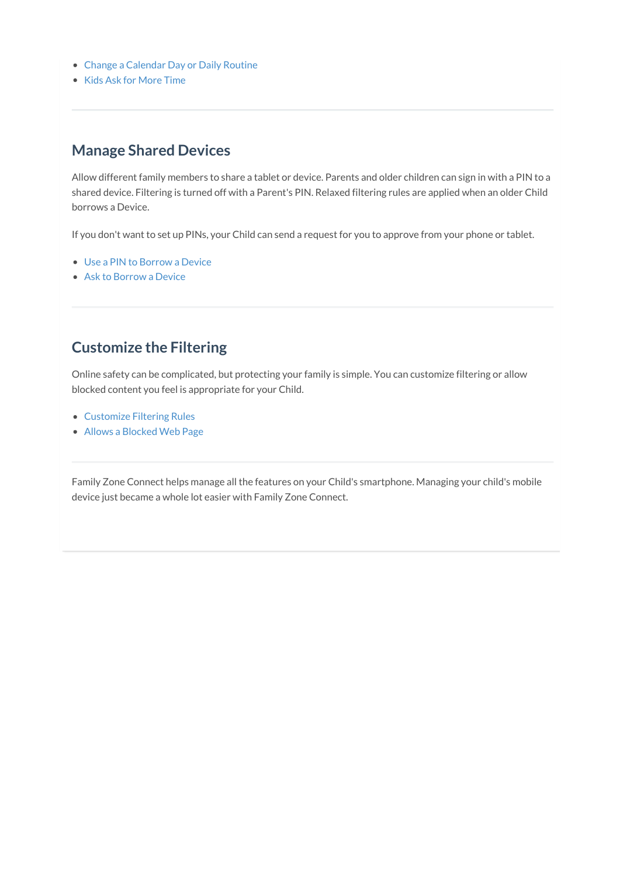- Change a Calendar Day or Daily Routine
- Kids Ask for More Time

---

## Manage Shared Devices

Allow different family members to share a tablet or device. Parents and older children can sign in with a PIN to a shared device. Filtering is turned off with a Parent's PIN. Relaxed filtering rules are applied when an older Child borrows a Device.

If you don't want to set up PINs, your Child can send a request for you to approve from your phone or tablet.

- Use a PIN to Borrow a Device
- Ask to Borrow a Device

---

## Customize the Filtering

Online safety can be complicated, but protecting your family is simple. You can customize filtering or allow blocked content you feel is appropriate for your Child.

- Customize Filtering Rules
- Allows a Blocked Web Page

---

Family Zone Connect helps manage all the features on your Child's smartphone. Managing your child's mobile device just became a whole lot easier with Family Zone Connect.